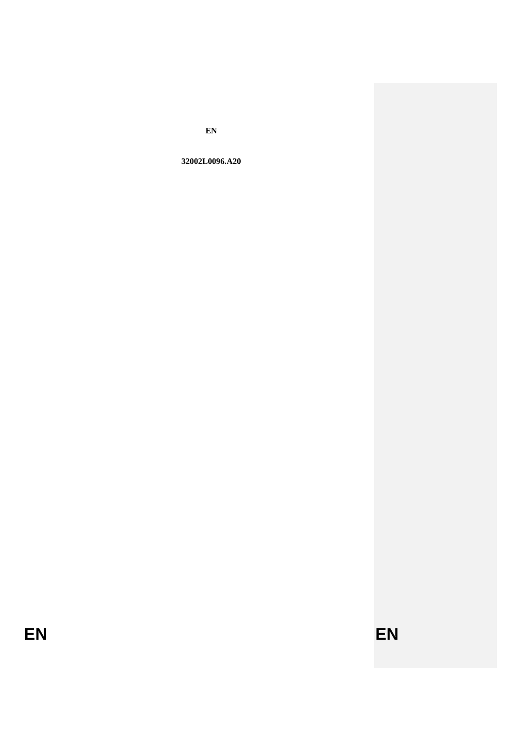**EN**

**32002L0096.A20**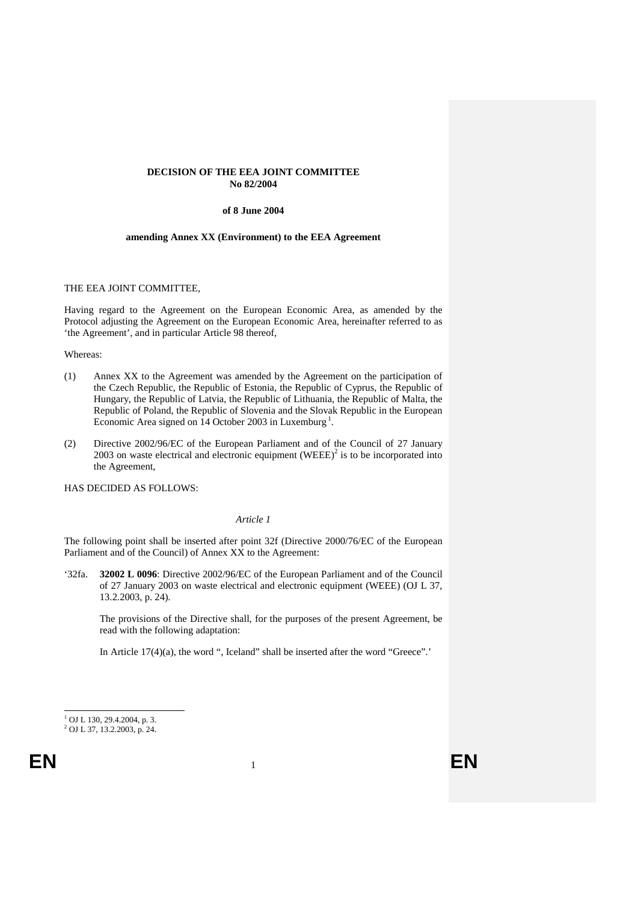**DECISION OF THE EEA JOINT COMMITTEE**
**No 82/2004**

**of 8 June 2004**

**amending Annex XX (Environment) to the EEA Agreement**

THE EEA JOINT COMMITTEE,

Having regard to the Agreement on the European Economic Area, as amended by the Protocol adjusting the Agreement on the European Economic Area, hereinafter referred to as 'the Agreement', and in particular Article 98 thereof,

Whereas:

(1) Annex XX to the Agreement was amended by the Agreement on the participation of the Czech Republic, the Republic of Estonia, the Republic of Cyprus, the Republic of Hungary, the Republic of Latvia, the Republic of Lithuania, the Republic of Malta, the Republic of Poland, the Republic of Slovenia and the Slovak Republic in the European Economic Area signed on 14 October 2003 in Luxemburg [1].

(2) Directive 2002/96/EC of the European Parliament and of the Council of 27 January 2003 on waste electrical and electronic equipment (WEEE) [2] is to be incorporated into the Agreement,

HAS DECIDED AS FOLLOWS:

*Article 1*

The following point shall be inserted after point 32f (Directive 2000/76/EC of the European Parliament and of the Council) of Annex XX to the Agreement:

'32fa. **32002 L 0096**: Directive 2002/96/EC of the European Parliament and of the Council of 27 January 2003 on waste electrical and electronic equipment (WEEE) (OJ L 37, 13.2.2003, p. 24).

The provisions of the Directive shall, for the purposes of the present Agreement, be read with the following adaptation:

In Article 17(4)(a), the word ", Iceland" shall be inserted after the word "Greece".'

---

[1] OJ L 130, 29.4.2004, p. 3.
[2] OJ L 37, 13.2.2003, p. 24.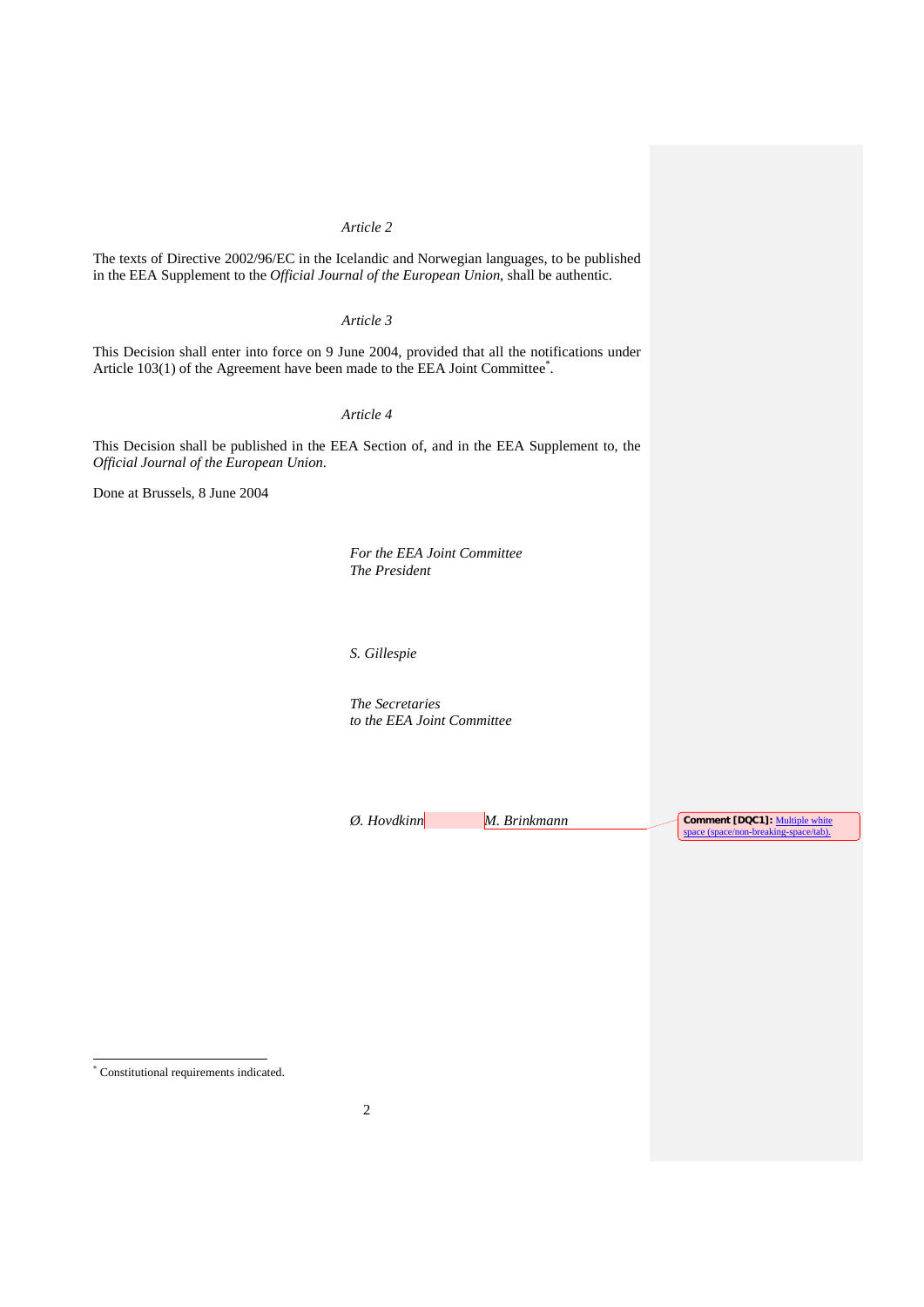*Article 2*

The texts of Directive 2002/96/EC in the Icelandic and Norwegian languages, to be published in the EEA Supplement to the *Official Journal of the European Union*, shall be authentic.

*Article 3*

This Decision shall enter into force on 9 June 2004, provided that all the notifications under Article 103(1) of the Agreement have been made to the EEA Joint Committee[*].

*Article 4*

This Decision shall be published in the EEA Section of, and in the EEA Supplement to, the *Official Journal of the European Union*.

Done at Brussels, 8 June 2004

*For the EEA Joint Committee*
*The President*

*S. Gillespie*

*The Secretaries*
*to the EEA Joint Committee*

*Ø. Hovdkinn*          *M. Brinkmann*

**Comment [DQC1]:** Multiple white space (space/non-breaking-space/tab).

[*] Constitutional requirements indicated.